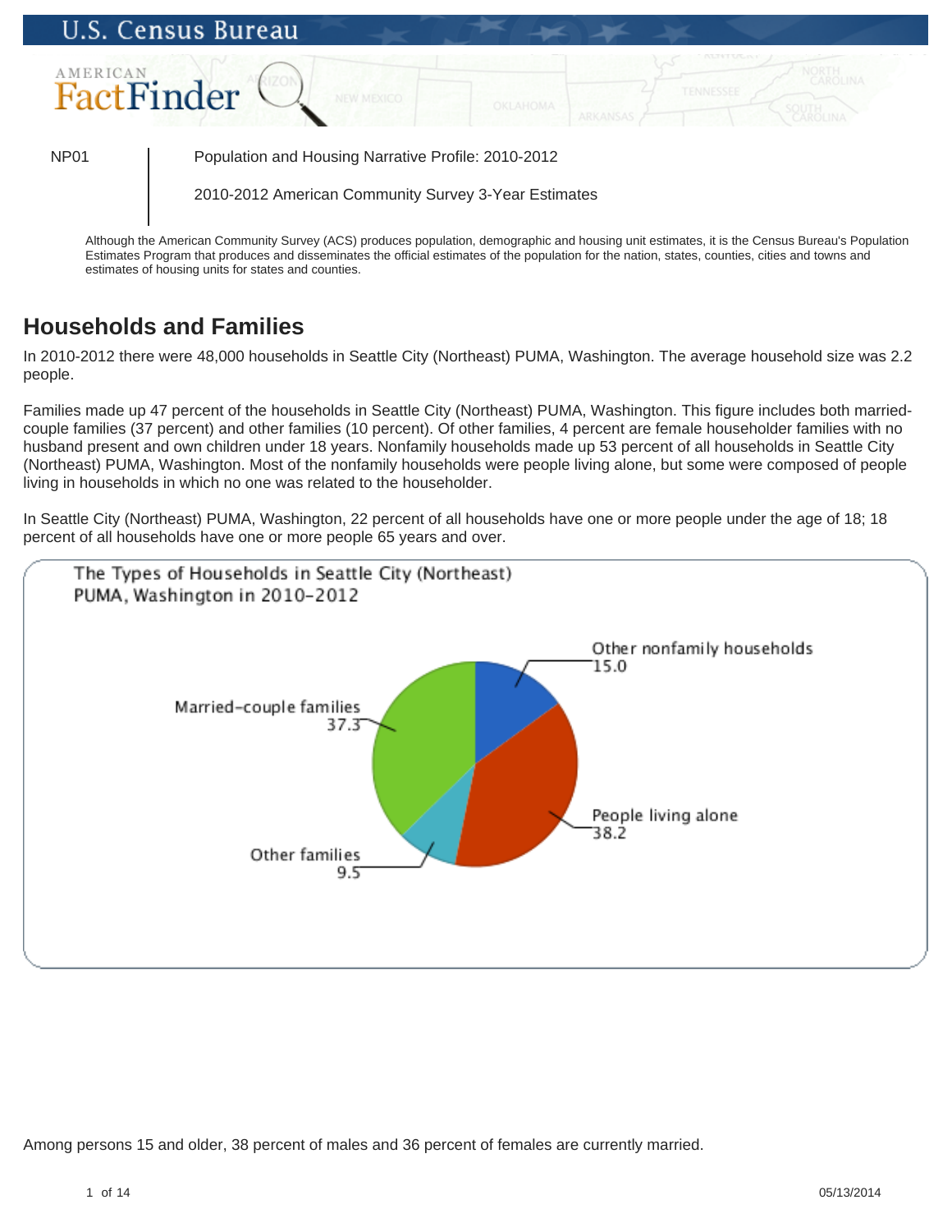NP01

Population and Housing Narrative Profile: 2010-2012

2010-2012 American Community Survey 3-Year Estimates

Although the American Community Survey (ACS) produces population, demographic and housing unit estimates, it is the Census Bureau's Population Estimates Program that produces and disseminates the official estimates of the population for the nation, states, counties, cities and towns and estimates of housing units for states and counties.

## Households and Families

In 2010-2012 there were 48,000 households in Seattle City (Northeast) PUMA, Washington. The average household size was 2.2 people.

Families made up 47 percent of the households in Seattle City (Northeast) PUMA, Washington. This figure includes both married-couple families (37 percent) and other families (10 percent). Of other families, 4 percent are female householder families with no husband present and own children under 18 years. Nonfamily households made up 53 percent of all households in Seattle City (Northeast) PUMA, Washington. Most of the nonfamily households were people living alone, but some were composed of people living in households in which no one was related to the householder.

In Seattle City (Northeast) PUMA, Washington, 22 percent of all households have one or more people under the age of 18; 18 percent of all households have one or more people 65 years and over.

The Types of Households in Seattle City (Northeast) PUMA, Washington in 2010-2012

| Household type | Percent |
|---|---|
| Married-couple families | 37.3 |
| Other families | 9.5 |
| People living alone | 38.2 |
| Other nonfamily households | 15.0 |

Among persons 15 and older, 38 percent of males and 36 percent of females are currently married.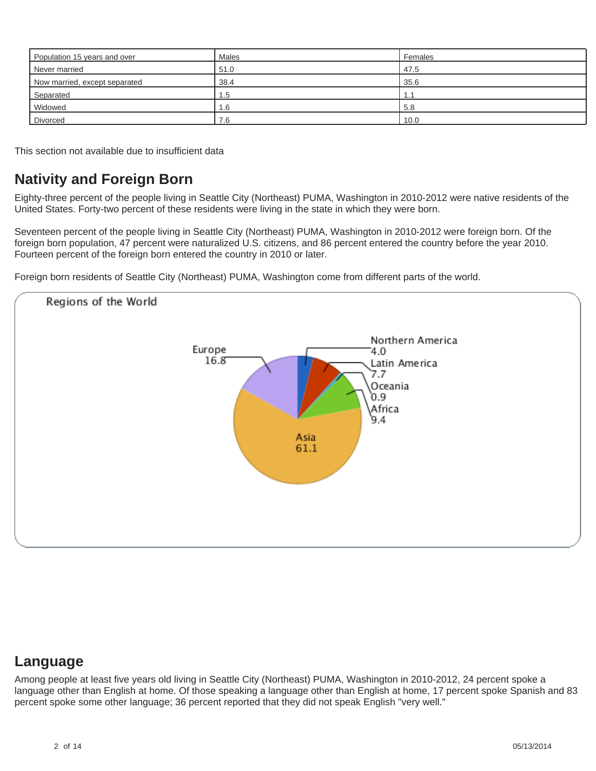| Population 15 years and over | Males | Females |
|---|---|---|
| Never married | 51.0 | 47.5 |
| Now married, except separated | 38.4 | 35.6 |
| Separated | 1.5 | 1.1 |
| Widowed | 1.6 | 5.8 |
| Divorced | 7.6 | 10.0 |

This section not available due to insufficient data

## Nativity and Foreign Born

Eighty-three percent of the people living in Seattle City (Northeast) PUMA, Washington in 2010-2012 were native residents of the United States. Forty-two percent of these residents were living in the state in which they were born.

Seventeen percent of the people living in Seattle City (Northeast) PUMA, Washington in 2010-2012 were foreign born. Of the foreign born population, 47 percent were naturalized U.S. citizens, and 86 percent entered the country before the year 2010. Fourteen percent of the foreign born entered the country in 2010 or later.

Foreign born residents of Seattle City (Northeast) PUMA, Washington come from different parts of the world.

Regions of the World

| Region | Percent |
|---|---|
| Northern America | 4.0 |
| Latin America | 7.7 |
| Oceania | 0.9 |
| Africa | 9.4 |
| Asia | 61.1 |
| Europe | 16.8 |

## Language

Among people at least five years old living in Seattle City (Northeast) PUMA, Washington in 2010-2012, 24 percent spoke a language other than English at home. Of those speaking a language other than English at home, 17 percent spoke Spanish and 83 percent spoke some other language; 36 percent reported that they did not speak English "very well."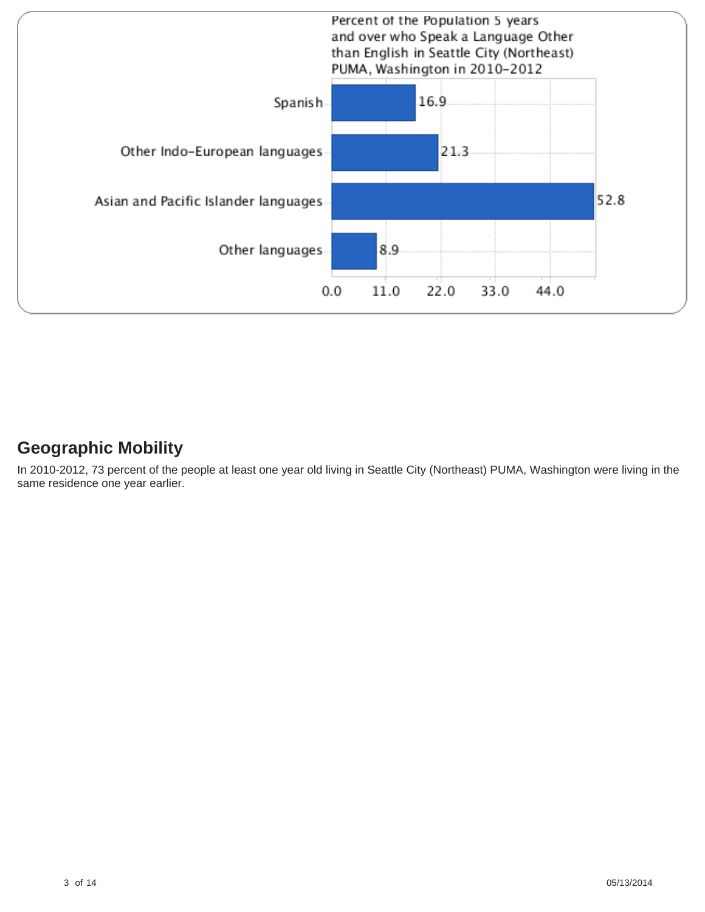Percent of the Population 5 years and over who Speak a Language Other than English in Seattle City (Northeast) PUMA, Washington in 2010-2012

| Language | Percent |
| --- | --- |
| Spanish | 16.9 |
| Other Indo-European languages | 21.3 |
| Asian and Pacific Islander languages | 52.8 |
| Other languages | 8.9 |

## Geographic Mobility

In 2010-2012, 73 percent of the people at least one year old living in Seattle City (Northeast) PUMA, Washington were living in the same residence one year earlier.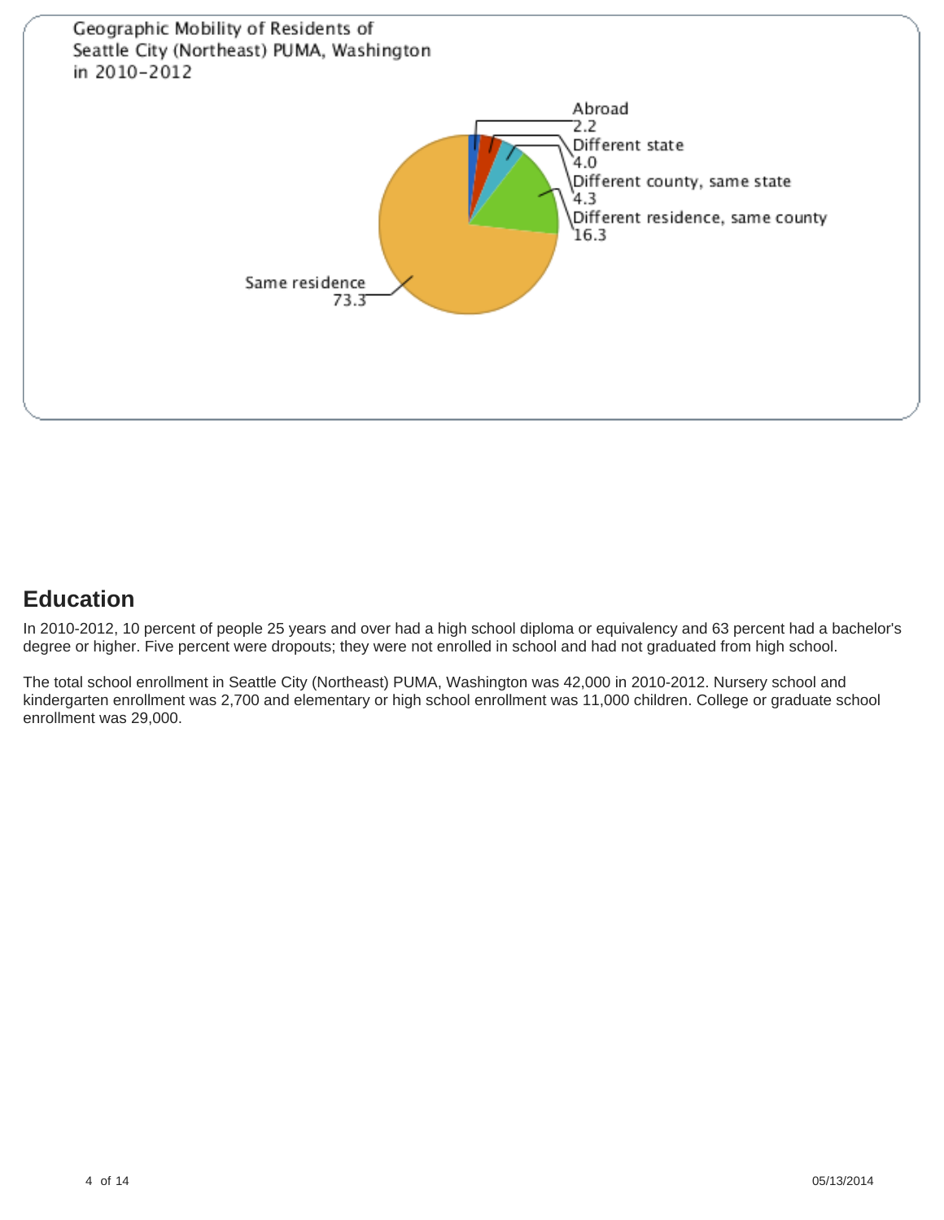Geographic Mobility of Residents of Seattle City (Northeast) PUMA, Washington in 2010-2012

| Category | Percent |
| --- | --- |
| Abroad | 2.2 |
| Different state | 4.0 |
| Different county, same state | 4.3 |
| Different residence, same county | 16.3 |
| Same residence | 73.3 |

## Education

In 2010-2012, 10 percent of people 25 years and over had a high school diploma or equivalency and 63 percent had a bachelor's degree or higher. Five percent were dropouts; they were not enrolled in school and had not graduated from high school.

The total school enrollment in Seattle City (Northeast) PUMA, Washington was 42,000 in 2010-2012. Nursery school and kindergarten enrollment was 2,700 and elementary or high school enrollment was 11,000 children. College or graduate school enrollment was 29,000.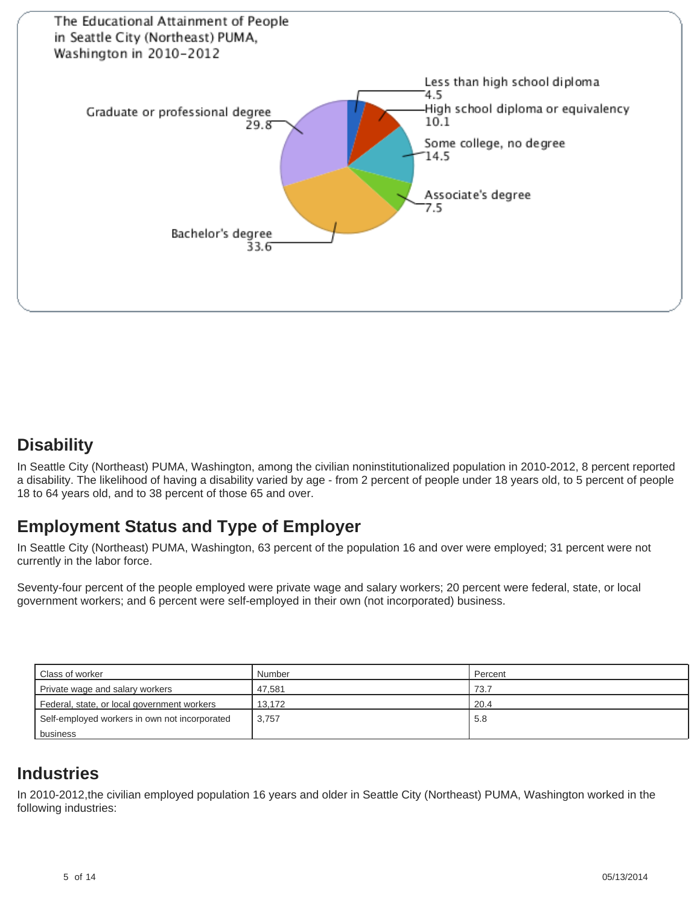The Educational Attainment of People in Seattle City (Northeast) PUMA, Washington in 2010-2012

| Educational attainment | Percent |
| --- | --- |
| Less than high school diploma | 4.5 |
| High school diploma or equivalency | 10.1 |
| Some college, no degree | 14.5 |
| Associate's degree | 7.5 |
| Bachelor's degree | 33.6 |
| Graduate or professional degree | 29.8 |

## Disability

In Seattle City (Northeast) PUMA, Washington, among the civilian noninstitutionalized population in 2010-2012, 8 percent reported a disability. The likelihood of having a disability varied by age - from 2 percent of people under 18 years old, to 5 percent of people 18 to 64 years old, and to 38 percent of those 65 and over.

## Employment Status and Type of Employer

In Seattle City (Northeast) PUMA, Washington, 63 percent of the population 16 and over were employed; 31 percent were not currently in the labor force.

Seventy-four percent of the people employed were private wage and salary workers; 20 percent were federal, state, or local government workers; and 6 percent were self-employed in their own (not incorporated) business.

| Class of worker | Number | Percent |
| --- | --- | --- |
| Private wage and salary workers | 47,581 | 73.7 |
| Federal, state, or local government workers | 13,172 | 20.4 |
| Self-employed workers in own not incorporated business | 3,757 | 5.8 |

## Industries

In 2010-2012,the civilian employed population 16 years and older in Seattle City (Northeast) PUMA, Washington worked in the following industries: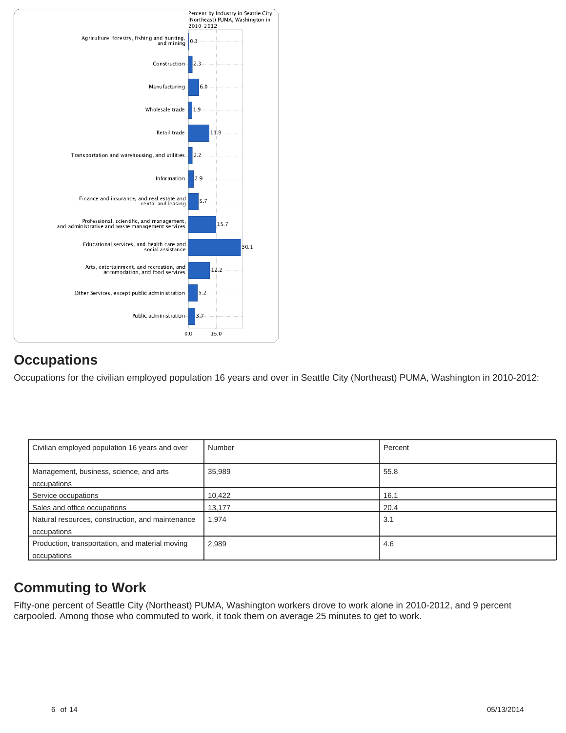Percent by Industry in Seattle City (Northeast) PUMA, Washington in 2010-2012

| Industry | Percent |
| --- | --- |
| Agriculture, forestry, fishing and hunting, and mining | 0.3 |
| Construction | 2.3 |
| Manufacturing | 6.0 |
| Wholesale trade | 1.9 |
| Retail trade | 11.9 |
| Transportation and warehousing, and utilities | 2.2 |
| Information | 2.9 |
| Finance and insurance, and real estate and rental and leasing | 5.7 |
| Professional, scientific, and management, and administrative and waste management services | 15.7 |
| Educational services, and health care and social assistance | 30.1 |
| Arts, entertainment, and recreation, and accomodation, and food services | 12.2 |
| Other Services, except public administration | 5.2 |
| Public administration | 3.7 |

## Occupations

Occupations for the civilian employed population 16 years and over in Seattle City (Northeast) PUMA, Washington in 2010-2012:

| Civilian employed population 16 years and over | Number | Percent |
| --- | --- | --- |
| Management, business, science, and arts occupations | 35,989 | 55.8 |
| Service occupations | 10,422 | 16.1 |
| Sales and office occupations | 13,177 | 20.4 |
| Natural resources, construction, and maintenance occupations | 1,974 | 3.1 |
| Production, transportation, and material moving occupations | 2,989 | 4.6 |

## Commuting to Work

Fifty-one percent of Seattle City (Northeast) PUMA, Washington workers drove to work alone in 2010-2012, and 9 percent carpooled. Among those who commuted to work, it took them on average 25 minutes to get to work.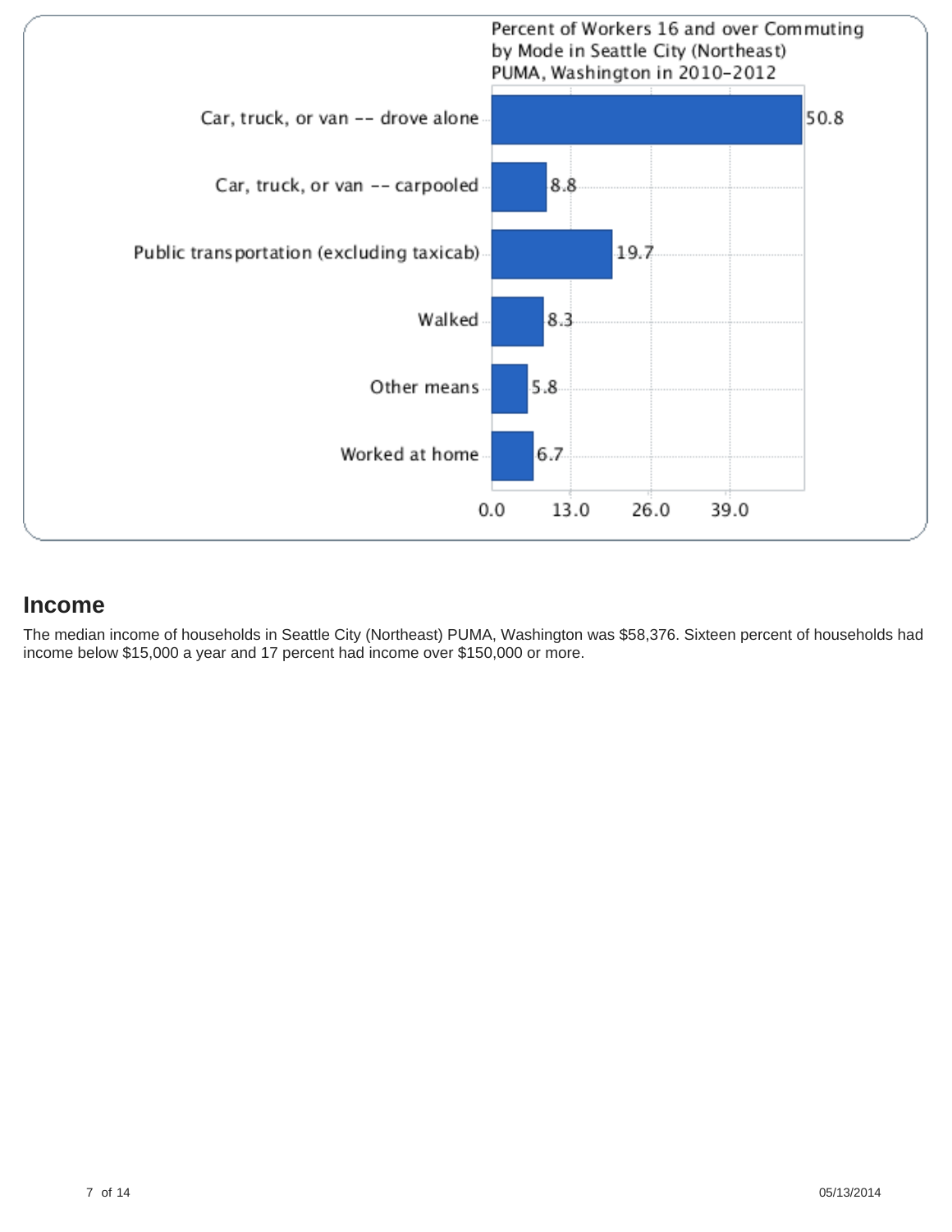Percent of Workers 16 and over Commuting by Mode in Seattle City (Northeast) PUMA, Washington in 2010-2012

| Mode | Percent |
| --- | --- |
| Car, truck, or van -- drove alone | 50.8 |
| Car, truck, or van -- carpooled | 8.8 |
| Public transportation (excluding taxicab) | 19.7 |
| Walked | 8.3 |
| Other means | 5.8 |
| Worked at home | 6.7 |

## Income

The median income of households in Seattle City (Northeast) PUMA, Washington was $58,376. Sixteen percent of households had income below $15,000 a year and 17 percent had income over $150,000 or more.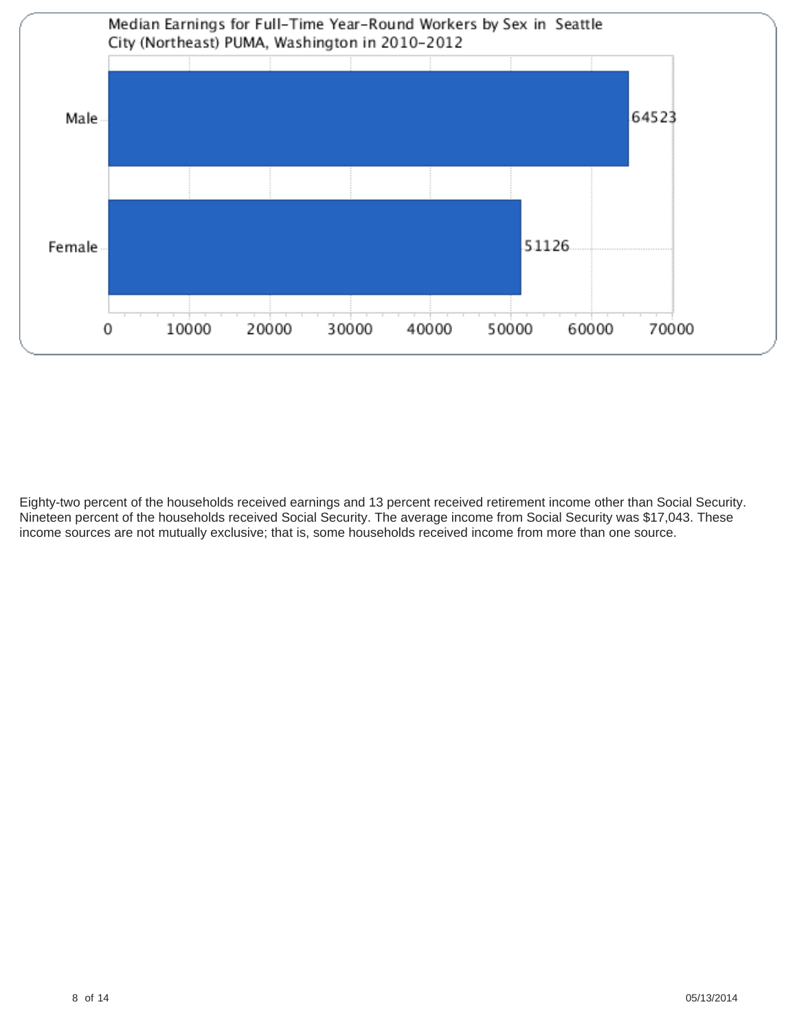Median Earnings for Full-Time Year-Round Workers by Sex in Seattle City (Northeast) PUMA, Washington in 2010-2012

| Sex | Median Earnings |
| --- | --- |
| Male | 64523 |
| Female | 51126 |

Eighty-two percent of the households received earnings and 13 percent received retirement income other than Social Security. Nineteen percent of the households received Social Security. The average income from Social Security was $17,043. These income sources are not mutually exclusive; that is, some households received income from more than one source.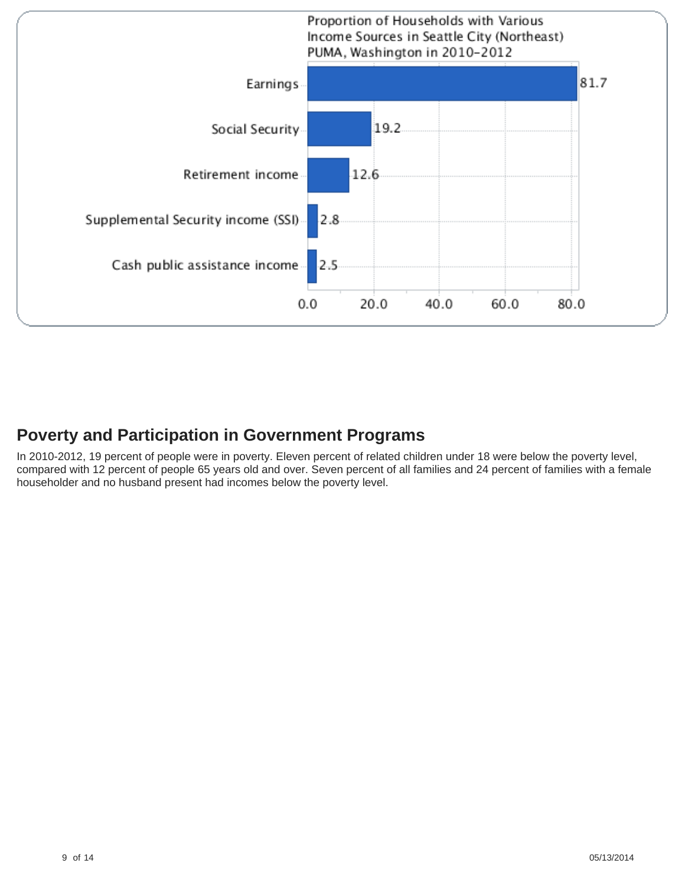Proportion of Households with Various Income Sources in Seattle City (Northeast) PUMA, Washington in 2010-2012

| Income source | Percent |
| --- | --- |
| Earnings | 81.7 |
| Social Security | 19.2 |
| Retirement income | 12.6 |
| Supplemental Security income (SSI) | 2.8 |
| Cash public assistance income | 2.5 |

## Poverty and Participation in Government Programs

In 2010-2012, 19 percent of people were in poverty. Eleven percent of related children under 18 were below the poverty level, compared with 12 percent of people 65 years old and over. Seven percent of all families and 24 percent of families with a female householder and no husband present had incomes below the poverty level.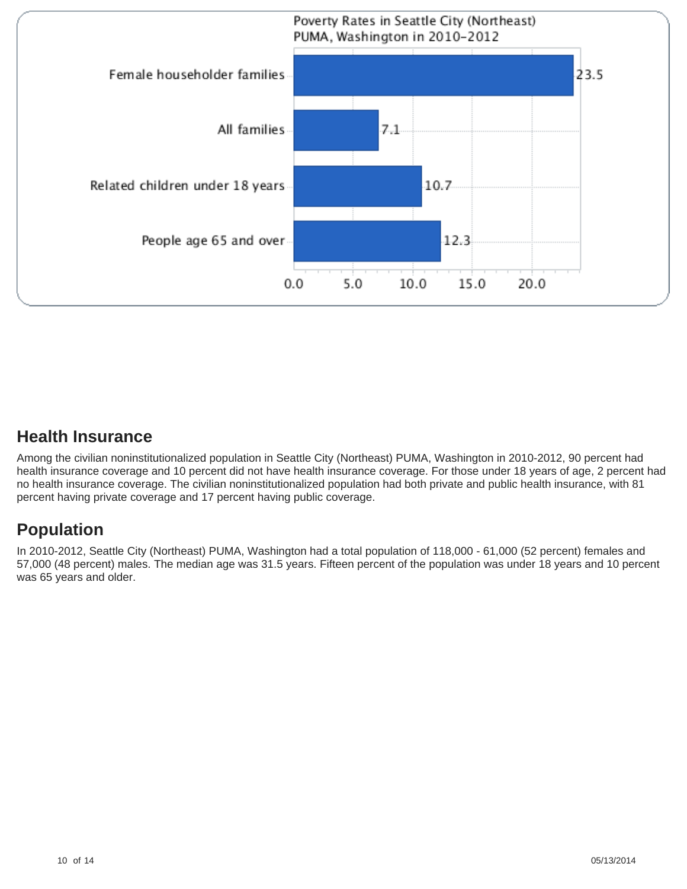Poverty Rates in Seattle City (Northeast) PUMA, Washington in 2010-2012

| Category | Percent |
| --- | --- |
| Female householder families | 23.5 |
| All families | 7.1 |
| Related children under 18 years | 10.7 |
| People age 65 and over | 12.3 |

## Health Insurance

Among the civilian noninstitutionalized population in Seattle City (Northeast) PUMA, Washington in 2010-2012, 90 percent had health insurance coverage and 10 percent did not have health insurance coverage. For those under 18 years of age, 2 percent had no health insurance coverage. The civilian noninstitutionalized population had both private and public health insurance, with 81 percent having private coverage and 17 percent having public coverage.

## Population

In 2010-2012, Seattle City (Northeast) PUMA, Washington had a total population of 118,000 - 61,000 (52 percent) females and 57,000 (48 percent) males. The median age was 31.5 years. Fifteen percent of the population was under 18 years and 10 percent was 65 years and older.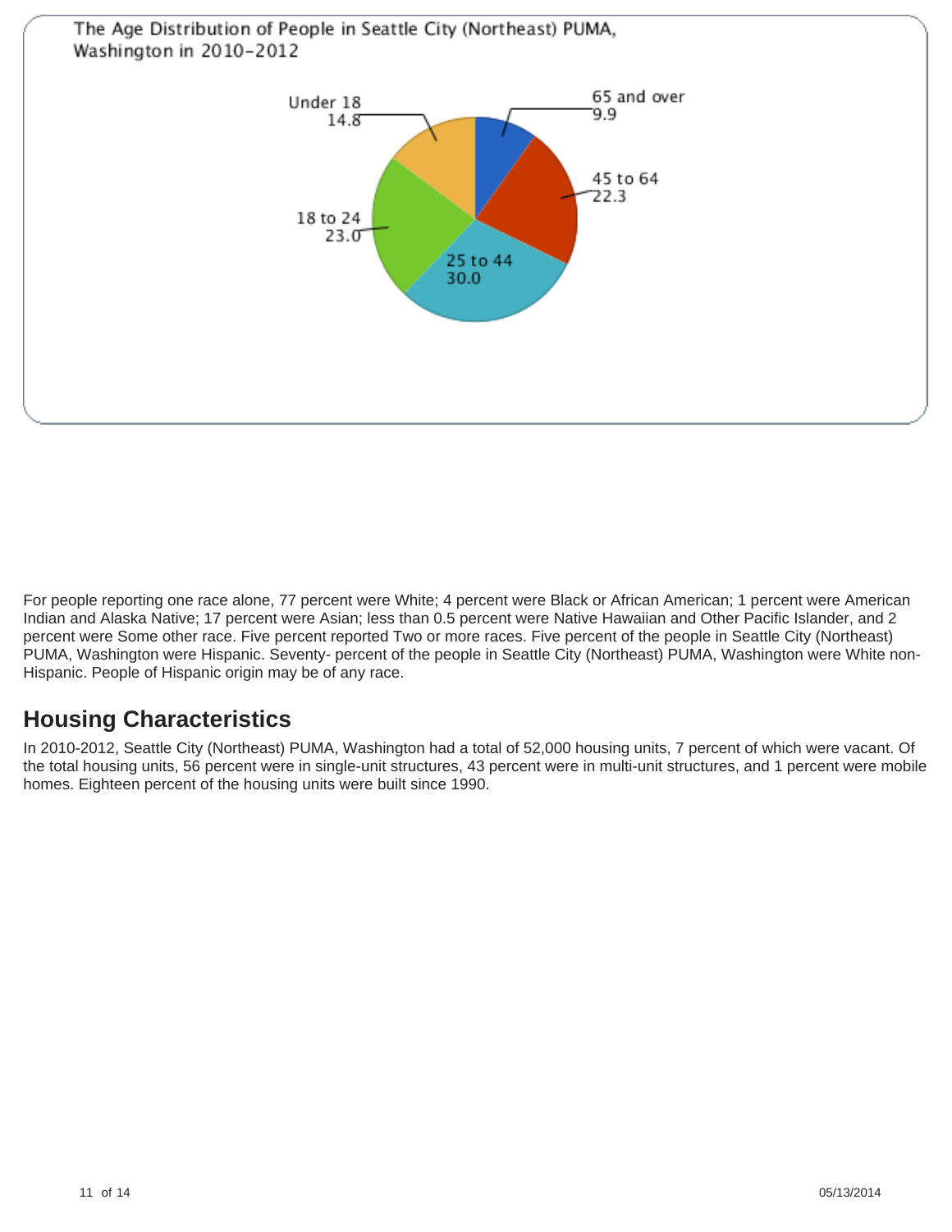The Age Distribution of People in Seattle City (Northeast) PUMA, Washington in 2010-2012

| Age group | Percent |
| --- | --- |
| Under 18 | 14.8 |
| 18 to 24 | 23.0 |
| 25 to 44 | 30.0 |
| 45 to 64 | 22.3 |
| 65 and over | 9.9 |

For people reporting one race alone, 77 percent were White; 4 percent were Black or African American; 1 percent were American Indian and Alaska Native; 17 percent were Asian; less than 0.5 percent were Native Hawaiian and Other Pacific Islander, and 2 percent were Some other race. Five percent reported Two or more races. Five percent of the people in Seattle City (Northeast) PUMA, Washington were Hispanic. Seventy- percent of the people in Seattle City (Northeast) PUMA, Washington were White non-Hispanic. People of Hispanic origin may be of any race.

## Housing Characteristics

In 2010-2012, Seattle City (Northeast) PUMA, Washington had a total of 52,000 housing units, 7 percent of which were vacant. Of the total housing units, 56 percent were in single-unit structures, 43 percent were in multi-unit structures, and 1 percent were mobile homes. Eighteen percent of the housing units were built since 1990.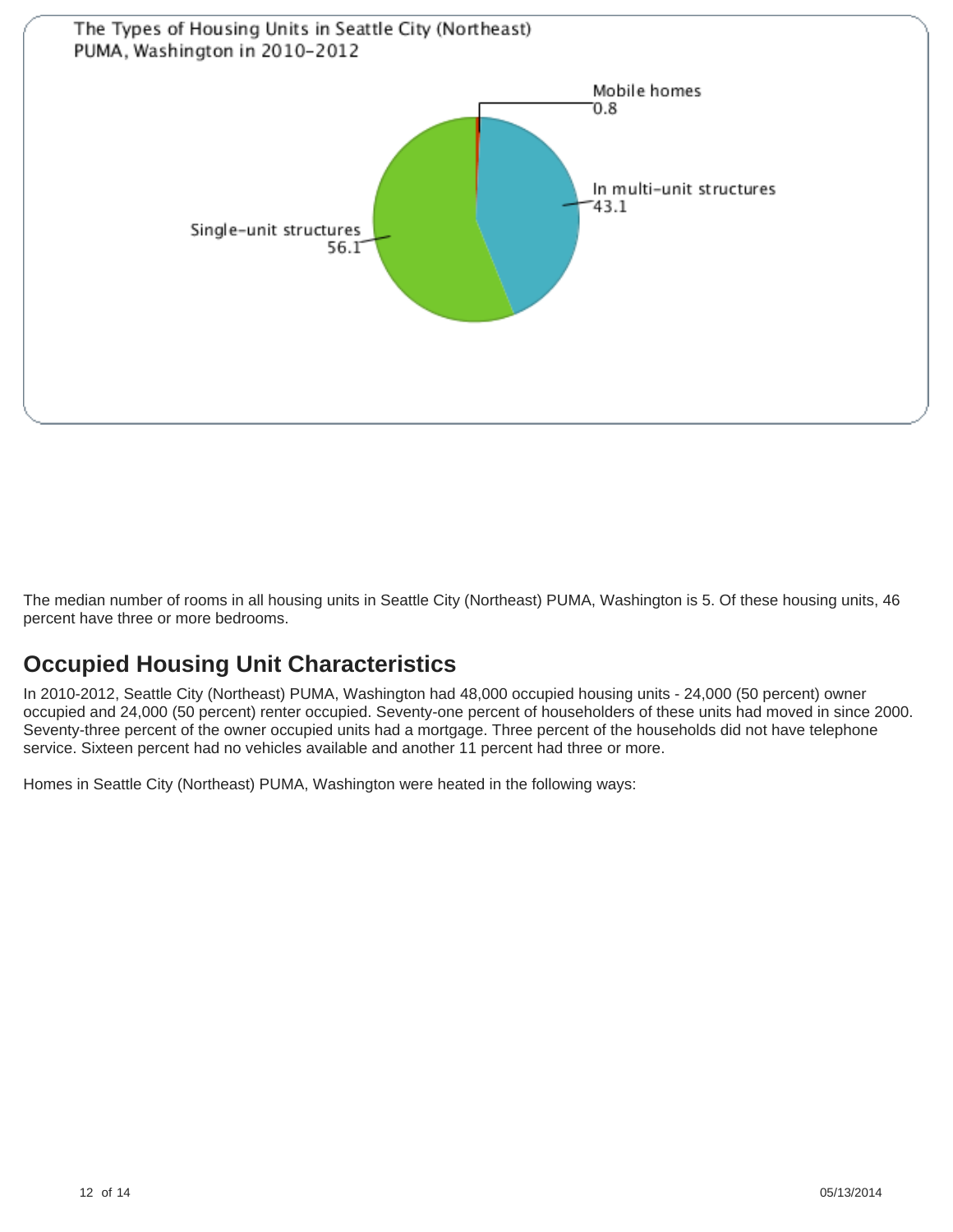The Types of Housing Units in Seattle City (Northeast) PUMA, Washington in 2010-2012

| Type | Percent |
|---|---|
| Mobile homes | 0.8 |
| In multi-unit structures | 43.1 |
| Single-unit structures | 56.1 |

The median number of rooms in all housing units in Seattle City (Northeast) PUMA, Washington is 5. Of these housing units, 46 percent have three or more bedrooms.

## Occupied Housing Unit Characteristics

In 2010-2012, Seattle City (Northeast) PUMA, Washington had 48,000 occupied housing units - 24,000 (50 percent) owner occupied and 24,000 (50 percent) renter occupied. Seventy-one percent of householders of these units had moved in since 2000. Seventy-three percent of the owner occupied units had a mortgage. Three percent of the households did not have telephone service. Sixteen percent had no vehicles available and another 11 percent had three or more.

Homes in Seattle City (Northeast) PUMA, Washington were heated in the following ways: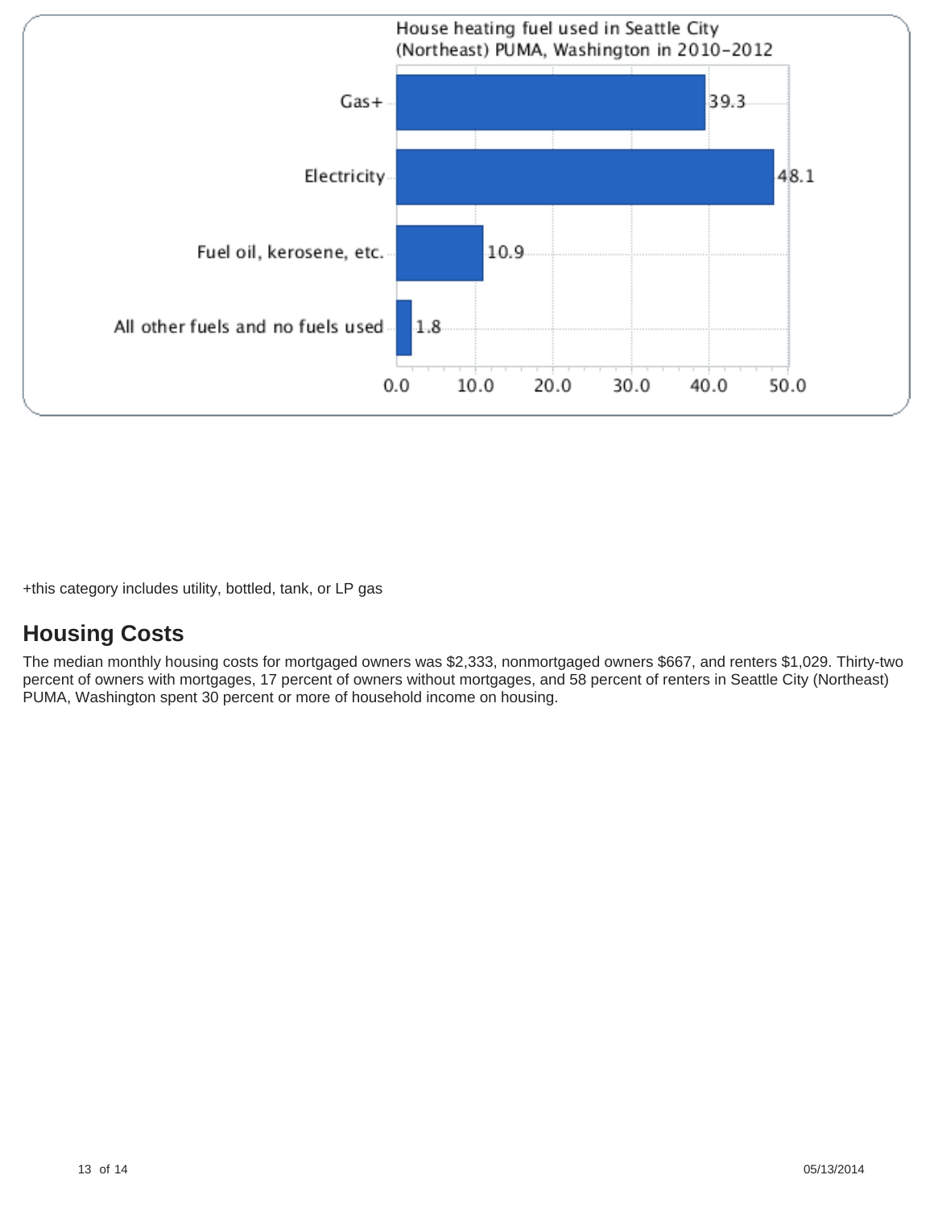House heating fuel used in Seattle City (Northeast) PUMA, Washington in 2010-2012

| Fuel | Percent |
| --- | --- |
| Gas+ | 39.3 |
| Electricity | 48.1 |
| Fuel oil, kerosene, etc. | 10.9 |
| All other fuels and no fuels used | 1.8 |

+this category includes utility, bottled, tank, or LP gas

## Housing Costs

The median monthly housing costs for mortgaged owners was $2,333, nonmortgaged owners $667, and renters $1,029. Thirty-two percent of owners with mortgages, 17 percent of owners without mortgages, and 58 percent of renters in Seattle City (Northeast) PUMA, Washington spent 30 percent or more of household income on housing.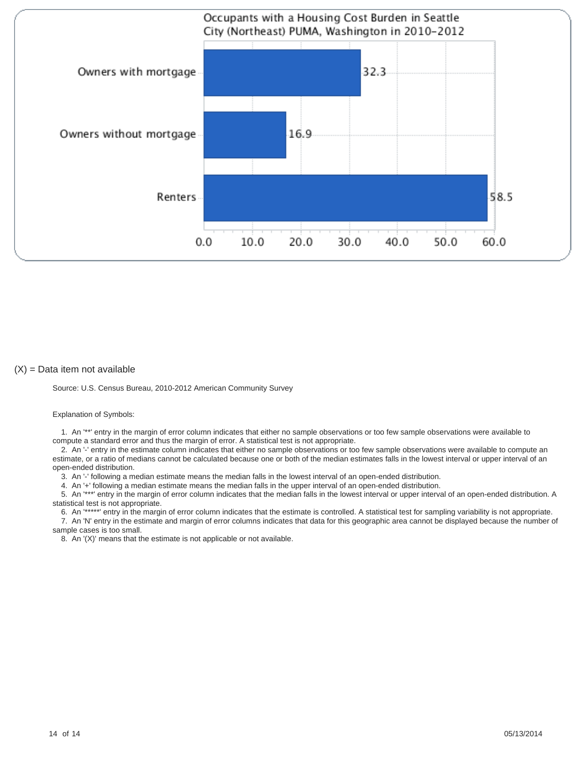Occupants with a Housing Cost Burden in Seattle City (Northeast) PUMA, Washington in 2010-2012

Owners with mortgage

32.3

Owners without mortgage

16.9

Renters

58.5

0.0 10.0 20.0 30.0 40.0 50.0 60.0

(X) = Data item not available

Source: U.S. Census Bureau, 2010-2012 American Community Survey

Explanation of Symbols:

1. An '**' entry in the margin of error column indicates that either no sample observations or too few sample observations were available to compute a standard error and thus the margin of error. A statistical test is not appropriate.
2. An '-' entry in the estimate column indicates that either no sample observations or too few sample observations were available to compute an estimate, or a ratio of medians cannot be calculated because one or both of the median estimates falls in the lowest interval or upper interval of an open-ended distribution.
3. An '-' following a median estimate means the median falls in the lowest interval of an open-ended distribution.
4. An '+' following a median estimate means the median falls in the upper interval of an open-ended distribution.
5. An '***' entry in the margin of error column indicates that the median falls in the lowest interval or upper interval of an open-ended distribution. A statistical test is not appropriate.
6. An '*****' entry in the margin of error column indicates that the estimate is controlled. A statistical test for sampling variability is not appropriate.
7. An 'N' entry in the estimate and margin of error columns indicates that data for this geographic area cannot be displayed because the number of sample cases is too small.
8. An '(X)' means that the estimate is not applicable or not available.